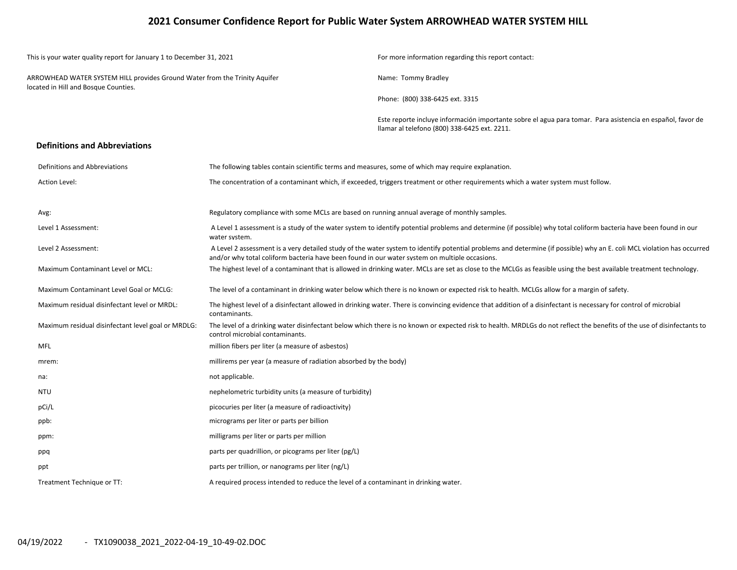# 2021 Consumer Confidence Report for Public Water System ARROWHEAD WATER SYSTEM HILL

This is your water quality report for January 1 to December 31, 2021

ARROWHEAD WATER SYSTEM HILL provides Ground Water from the Trinity Aquifer located in Hill and Bosque Counties.

For more information regarding this report contact:

Name: Tommy Bradley

Phone: (800) 338-6425 ext. 3315

Este reporte incluye información importante sobre el agua para tomar. Para asistencia en español, favor de llamar al telefono (800) 338-6425 ext. 2211.

## Definitions and Abbreviations

| Definitions and Abbreviations | The following tables contain scientific terms and measures, some of which may require explanation. |
|---|---|
| Action Level: | The concentration of a contaminant which, if exceeded, triggers treatment or other requirements which a water system must follow. |
| Avg: | Regulatory compliance with some MCLs are based on running annual average of monthly samples. |
| Level 1 Assessment: | A Level 1 assessment is a study of the water system to identify potential problems and determine (if possible) why total coliform bacteria have been found in our water system. |
| Level 2 Assessment: | A Level 2 assessment is a very detailed study of the water system to identify potential problems and determine (if possible) why an E. coli MCL violation has occurred and/or why total coliform bacteria have been found in our water system on multiple occasions. |
| Maximum Contaminant Level or MCL: | The highest level of a contaminant that is allowed in drinking water. MCLs are set as close to the MCLGs as feasible using the best available treatment technology. |
| Maximum Contaminant Level Goal or MCLG: | The level of a contaminant in drinking water below which there is no known or expected risk to health. MCLGs allow for a margin of safety. |
| Maximum residual disinfectant level or MRDL: | The highest level of a disinfectant allowed in drinking water. There is convincing evidence that addition of a disinfectant is necessary for control of microbial contaminants. |
| Maximum residual disinfectant level goal or MRDLG: | The level of a drinking water disinfectant below which there is no known or expected risk to health. MRDLGs do not reflect the benefits of the use of disinfectants to control microbial contaminants. |
| MFL | million fibers per liter (a measure of asbestos) |
| mrem: | millirems per year (a measure of radiation absorbed by the body) |
| na: | not applicable. |
| NTU | nephelometric turbidity units (a measure of turbidity) |
| pCi/L | picocuries per liter (a measure of radioactivity) |
| ppb: | micrograms per liter or parts per billion |
| ppm: | milligrams per liter or parts per million |
| ppq | parts per quadrillion, or picograms per liter (pg/L) |
| ppt | parts per trillion, or nanograms per liter (ng/L) |
| Treatment Technique or TT: | A required process intended to reduce the level of a contaminant in drinking water. |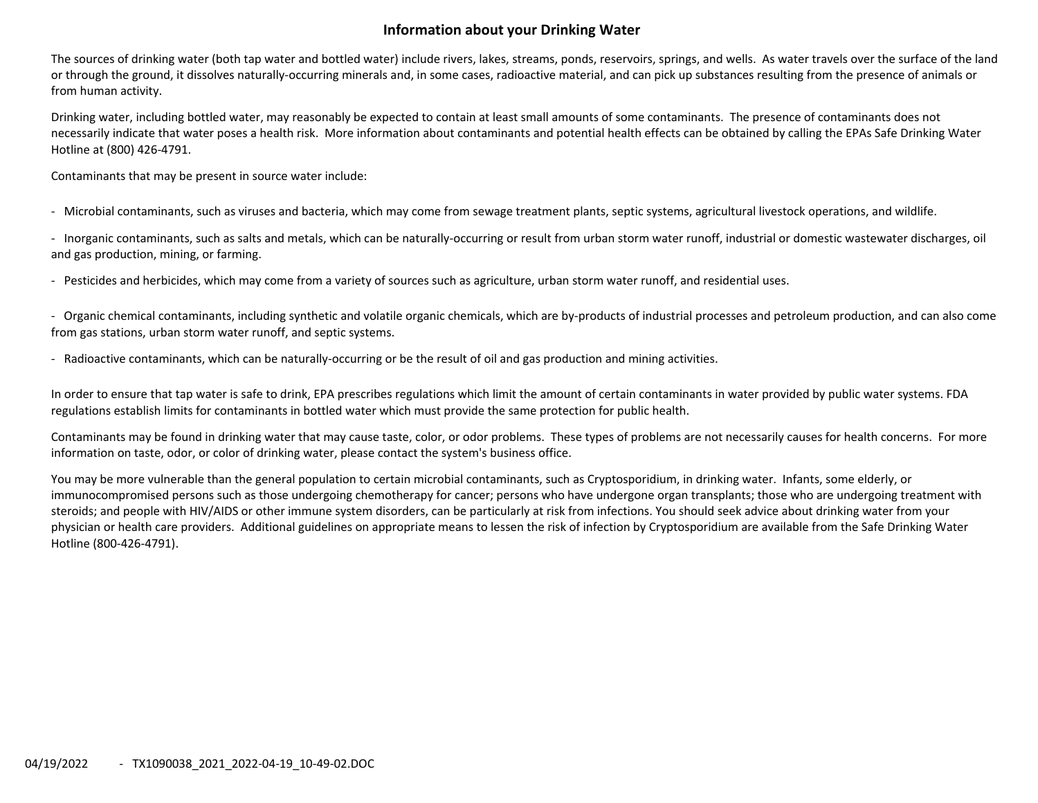# Information about your Drinking Water

The sources of drinking water (both tap water and bottled water) include rivers, lakes, streams, ponds, reservoirs, springs, and wells. As water travels over the surface of the land or through the ground, it dissolves naturally-occurring minerals and, in some cases, radioactive material, and can pick up substances resulting from the presence of animals or from human activity.

Drinking water, including bottled water, may reasonably be expected to contain at least small amounts of some contaminants. The presence of contaminants does not necessarily indicate that water poses a health risk. More information about contaminants and potential health effects can be obtained by calling the EPAs Safe Drinking Water Hotline at (800) 426-4791.

Contaminants that may be present in source water include:

- Microbial contaminants, such as viruses and bacteria, which may come from sewage treatment plants, septic systems, agricultural livestock operations, and wildlife.
- Inorganic contaminants, such as salts and metals, which can be naturally-occurring or result from urban storm water runoff, industrial or domestic wastewater discharges, oil and gas production, mining, or farming.
- Pesticides and herbicides, which may come from a variety of sources such as agriculture, urban storm water runoff, and residential uses.
- Organic chemical contaminants, including synthetic and volatile organic chemicals, which are by-products of industrial processes and petroleum production, and can also come from gas stations, urban storm water runoff, and septic systems.
- Radioactive contaminants, which can be naturally-occurring or be the result of oil and gas production and mining activities.

In order to ensure that tap water is safe to drink, EPA prescribes regulations which limit the amount of certain contaminants in water provided by public water systems. FDA regulations establish limits for contaminants in bottled water which must provide the same protection for public health.

Contaminants may be found in drinking water that may cause taste, color, or odor problems. These types of problems are not necessarily causes for health concerns. For more information on taste, odor, or color of drinking water, please contact the system's business office.

You may be more vulnerable than the general population to certain microbial contaminants, such as Cryptosporidium, in drinking water. Infants, some elderly, or immunocompromised persons such as those undergoing chemotherapy for cancer; persons who have undergone organ transplants; those who are undergoing treatment with steroids; and people with HIV/AIDS or other immune system disorders, can be particularly at risk from infections. You should seek advice about drinking water from your physician or health care providers. Additional guidelines on appropriate means to lessen the risk of infection by Cryptosporidium are available from the Safe Drinking Water Hotline (800-426-4791).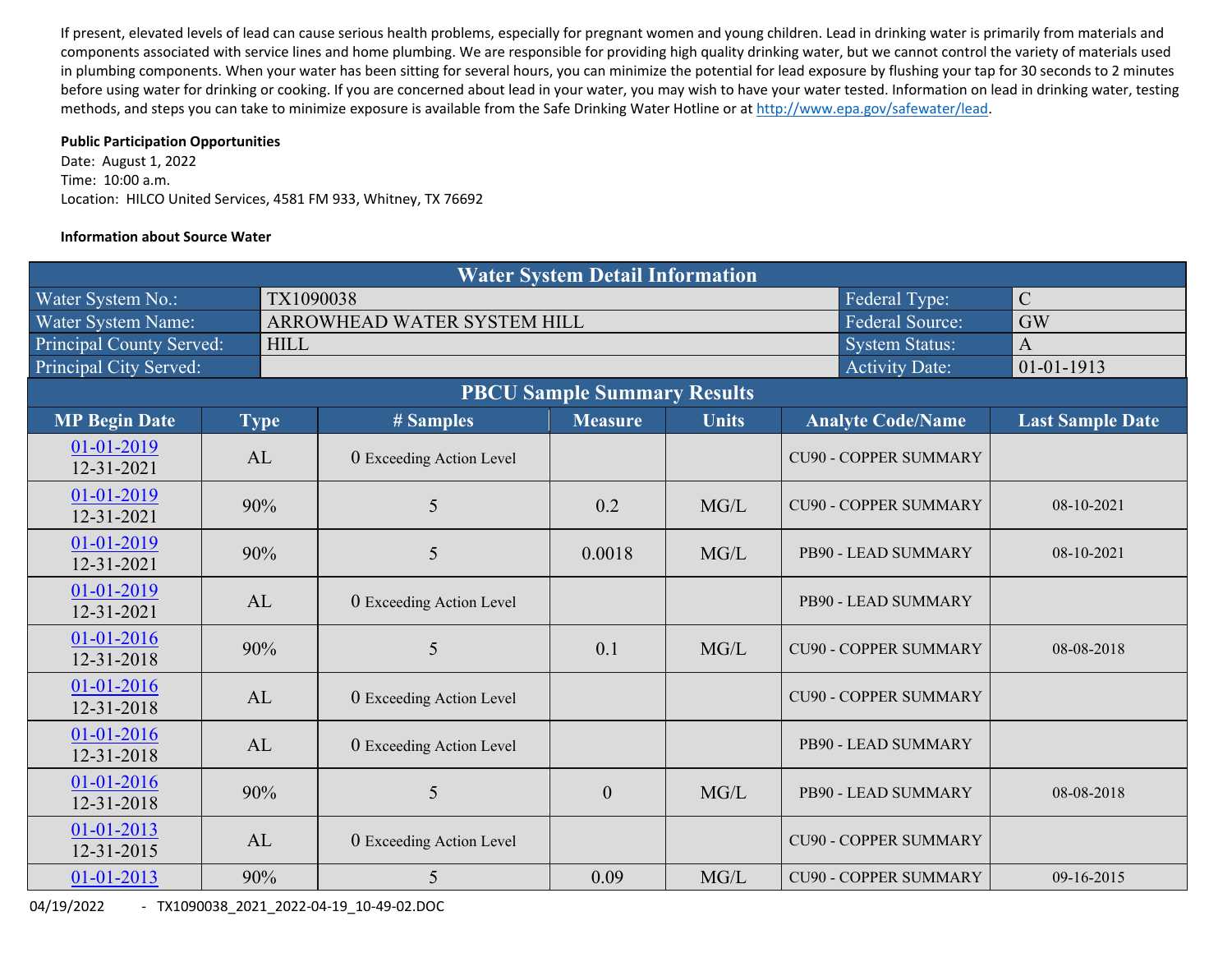If present, elevated levels of lead can cause serious health problems, especially for pregnant women and young children. Lead in drinking water is primarily from materials and components associated with service lines and home plumbing. We are responsible for providing high quality drinking water, but we cannot control the variety of materials used in plumbing components. When your water has been sitting for several hours, you can minimize the potential for lead exposure by flushing your tap for 30 seconds to 2 minutes before using water for drinking or cooking. If you are concerned about lead in your water, you may wish to have your water tested. Information on lead in drinking water, testing methods, and steps you can take to minimize exposure is available from the Safe Drinking Water Hotline or at http://www.epa.gov/safewater/lead.

**Public Participation Opportunities**

Date: August 1, 2022
Time: 10:00 a.m.
Location: HILCO United Services, 4581 FM 933, Whitney, TX 76692

**Information about Source Water**

| Water System Detail Information | | | |
|---|---|---|---|
| Water System No.: | TX1090038 | Federal Type: | C |
| Water System Name: | ARROWHEAD WATER SYSTEM HILL | Federal Source: | GW |
| Principal County Served: | HILL | System Status: | A |
| Principal City Served: | | Activity Date: | 01-01-1913 |

**PBCU Sample Summary Results**

| MP Begin Date | Type | # Samples | Measure | Units | Analyte Code/Name | Last Sample Date |
|---|---|---|---|---|---|---|
| 01-01-2019 12-31-2021 | AL | 0 Exceeding Action Level | | | CU90 - COPPER SUMMARY | |
| 01-01-2019 12-31-2021 | 90% | 5 | 0.2 | MG/L | CU90 - COPPER SUMMARY | 08-10-2021 |
| 01-01-2019 12-31-2021 | 90% | 5 | 0.0018 | MG/L | PB90 - LEAD SUMMARY | 08-10-2021 |
| 01-01-2019 12-31-2021 | AL | 0 Exceeding Action Level | | | PB90 - LEAD SUMMARY | |
| 01-01-2016 12-31-2018 | 90% | 5 | 0.1 | MG/L | CU90 - COPPER SUMMARY | 08-08-2018 |
| 01-01-2016 12-31-2018 | AL | 0 Exceeding Action Level | | | CU90 - COPPER SUMMARY | |
| 01-01-2016 12-31-2018 | AL | 0 Exceeding Action Level | | | PB90 - LEAD SUMMARY | |
| 01-01-2016 12-31-2018 | 90% | 5 | 0 | MG/L | PB90 - LEAD SUMMARY | 08-08-2018 |
| 01-01-2013 12-31-2015 | AL | 0 Exceeding Action Level | | | CU90 - COPPER SUMMARY | |
| 01-01-2013 | 90% | 5 | 0.09 | MG/L | CU90 - COPPER SUMMARY | 09-16-2015 |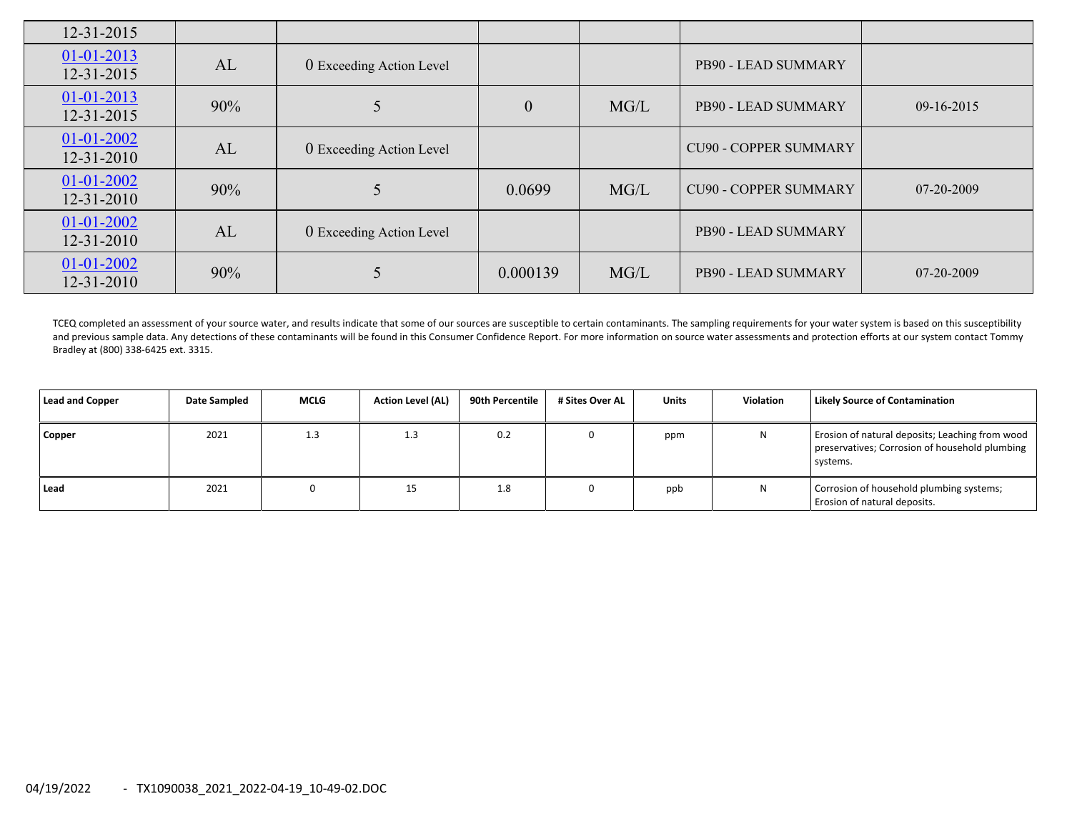| | | | | | | |
|---|---|---|---|---|---|---|
| 12-31-2015 | | | | | | |
| 01-01-2013 12-31-2015 | AL | 0 Exceeding Action Level | | | PB90 - LEAD SUMMARY | |
| 01-01-2013 12-31-2015 | 90% | 5 | 0 | MG/L | PB90 - LEAD SUMMARY | 09-16-2015 |
| 01-01-2002 12-31-2010 | AL | 0 Exceeding Action Level | | | CU90 - COPPER SUMMARY | |
| 01-01-2002 12-31-2010 | 90% | 5 | 0.0699 | MG/L | CU90 - COPPER SUMMARY | 07-20-2009 |
| 01-01-2002 12-31-2010 | AL | 0 Exceeding Action Level | | | PB90 - LEAD SUMMARY | |
| 01-01-2002 12-31-2010 | 90% | 5 | 0.000139 | MG/L | PB90 - LEAD SUMMARY | 07-20-2009 |

TCEQ completed an assessment of your source water, and results indicate that some of our sources are susceptible to certain contaminants. The sampling requirements for your water system is based on this susceptibility and previous sample data. Any detections of these contaminants will be found in this Consumer Confidence Report. For more information on source water assessments and protection efforts at our system contact Tommy Bradley at (800) 338-6425 ext. 3315.

| Lead and Copper | Date Sampled | MCLG | Action Level (AL) | 90th Percentile | # Sites Over AL | Units | Violation | Likely Source of Contamination |
|---|---|---|---|---|---|---|---|---|
| Copper | 2021 | 1.3 | 1.3 | 0.2 | 0 | ppm | N | Erosion of natural deposits; Leaching from wood preservatives; Corrosion of household plumbing systems. |
| Lead | 2021 | 0 | 15 | 1.8 | 0 | ppb | N | Corrosion of household plumbing systems; Erosion of natural deposits. |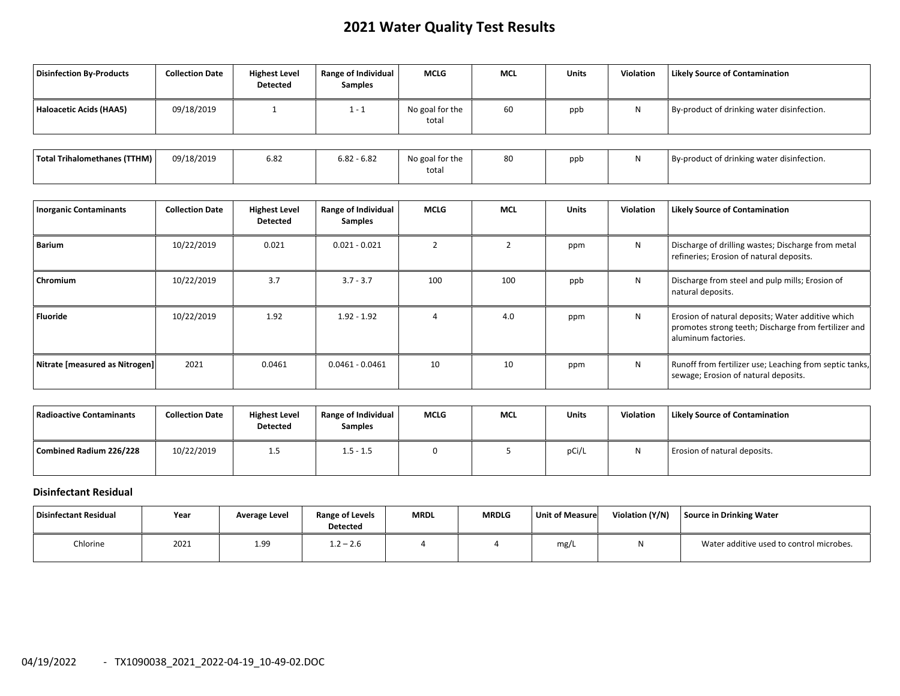# 2021 Water Quality Test Results

| Disinfection By-Products | Collection Date | Highest Level Detected | Range of Individual Samples | MCLG | MCL | Units | Violation | Likely Source of Contamination |
|---|---|---|---|---|---|---|---|---|
| Haloacetic Acids (HAA5) | 09/18/2019 | 1 | 1 - 1 | No goal for the total | 60 | ppb | N | By-product of drinking water disinfection. |
| Total Trihalomethanes (TTHM) | 09/18/2019 | 6.82 | 6.82 - 6.82 | No goal for the total | 80 | ppb | N | By-product of drinking water disinfection. |

| Inorganic Contaminants | Collection Date | Highest Level Detected | Range of Individual Samples | MCLG | MCL | Units | Violation | Likely Source of Contamination |
|---|---|---|---|---|---|---|---|---|
| Barium | 10/22/2019 | 0.021 | 0.021 - 0.021 | 2 | 2 | ppm | N | Discharge of drilling wastes; Discharge from metal refineries; Erosion of natural deposits. |
| Chromium | 10/22/2019 | 3.7 | 3.7 - 3.7 | 100 | 100 | ppb | N | Discharge from steel and pulp mills; Erosion of natural deposits. |
| Fluoride | 10/22/2019 | 1.92 | 1.92 - 1.92 | 4 | 4.0 | ppm | N | Erosion of natural deposits; Water additive which promotes strong teeth; Discharge from fertilizer and aluminum factories. |
| Nitrate [measured as Nitrogen] | 2021 | 0.0461 | 0.0461 - 0.0461 | 10 | 10 | ppm | N | Runoff from fertilizer use; Leaching from septic tanks, sewage; Erosion of natural deposits. |

| Radioactive Contaminants | Collection Date | Highest Level Detected | Range of Individual Samples | MCLG | MCL | Units | Violation | Likely Source of Contamination |
|---|---|---|---|---|---|---|---|---|
| Combined Radium 226/228 | 10/22/2019 | 1.5 | 1.5 - 1.5 | 0 | 5 | pCi/L | N | Erosion of natural deposits. |

### Disinfectant Residual

| Disinfectant Residual | Year | Average Level | Range of Levels Detected | MRDL | MRDLG | Unit of Measure | Violation (Y/N) | Source in Drinking Water |
|---|---|---|---|---|---|---|---|---|
| Chlorine | 2021 | 1.99 | 1.2 – 2.6 | 4 | 4 | mg/L | N | Water additive used to control microbes. |

04/19/2022 - TX1090038_2021_2022-04-19_10-49-02.DOC